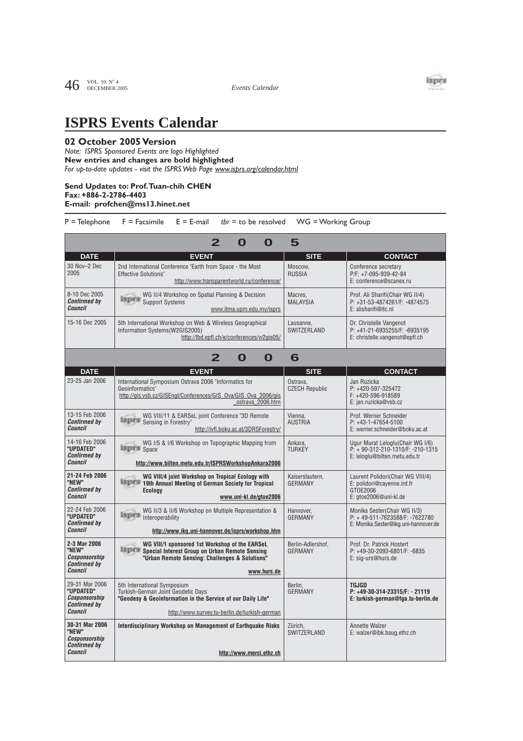# ISPRS Events Calendar

## 02 October 2005 Version

*Note: ISPRS Sponsored Events are logo Highlighted*
**New entries and changes are bold highlighted**
*For up-to-date updates - visit the ISPRS Web Page www.isprs.org/calendar.html*

**Send Updates to: Prof. Tuan-chih CHEN**
**Fax: +886-2-2786-4403**
**E-mail: profchen@ms13.hinet.net**

P = Telephone F = Facsimile E = E-mail *tbr* = to be resolved WG = Working Group

## 2005

| DATE | EVENT | SITE | CONTACT |
|---|---|---|---|
| 30 Nov–2 Dec 2005 | 2nd International Conference "Earth from Space - the Most Effective Solutions" http://www.transparentworld.ru/conference/ | Moscow, RUSSIA | Conference secretary P/F: +7-095-939-42-84 E: conference@scanex.ru |
| 8-10 Dec 2005 *Confirmed by Council* | WG II/4 Workshop on Spatial Planning & Decision Support Systems www.itma.upm.edu.my/isprs | Macres, MALAYSIA | Prof. Ali Sharifi(Chair WG II/4) P: +31-53-4874261/F: -4874575 E: alisharifi@itc.nl |
| 15-16 Dec 2005 | 5th International Workshop on Web & Wireless Geographical Information Systems(W2GIS2005) http://lbd.epfl.ch/e/conferences/w2gis05/ | Lausanne, SWITZERLAND | Dr. Christelle Vangenot P: +41-21-6935255/F: -6935195 E: christelle.vangenot@epfl.ch |

## 2006

| DATE | EVENT | SITE | CONTACT |
|---|---|---|---|
| 23-25 Jan 2006 | International Symposium Ostrava 2006 "Informatics for Geoinformatics" http://gis.vsb.cz/GISEngl/Conferences/GIS_Ova/GIS_Ova_2006/gis_ostrava_2006.htm | Ostrava, CZECH Republic | Jan Ruzicka P: +420-597-325472 F: +420-596-918589 E: jan.ruzicka@vsb.cz |
| 13-15 Feb 2006 *Confirmed by Council* | WG VIII/11 & EARSeL joint Conference "3D Remote Sensing in Forestry" http://ivfl.boku.ac.at/3DRSForestry/ | Vienna, AUSTRIA | Prof. Werner Schneider P: +43-1-47654-5100 E: werner.schneider@boku.ac.at |
| 14-16 Feb 2006 **"UPDATED"** *Confirmed by Council* | WG I/5 & I/6 Workshop on Topographic Mapping from Space **http://www.bilten.metu.edu.tr/ISPRSWorkshopAnkara2006** | Ankara, TURKEY | Ugur Murat Leloglu(Chair WG I/6) P: + 90-312-210-1310/F: -210-1315 E: leloglu@bilten.metu.edu.tr |
| **21-24 Feb 2006** **"NEW"** *Confirmed by Council* | **WG VIII/4 joint Workshop on Tropical Ecology with 19th Annual Meeting of German Society for Tropical Ecology** **www.uni-kl.de/gtoe2006** | Kaiserslautern, GERMANY | Laurent Polidori(Chair WG VIII/4) E: polidori@cayenne.ird.fr GTOE2006 E: gtoe2006@uni-kl.de |
| 22-24 Feb 2006 **"UPDATED"** *Confirmed by Council* | WG II/2 & II/6 Workshop on Multiple Representation & Interoperability **http://www.ikg.uni-hannover.de/isprs/workshop.htm** | Hannover, GERMANY | Monika Sester(Chair WG II/3) P: + 49-511-7623588/F: -7622780 E: Monika.Sester@ikg.uni-hannover.de |
| **2-3 Mar 2006** **"NEW"** *Cosponsorship Confirmed by Council* | **WG VIII/1 sponsored 1st Workshop of the EARSeL Special Interest Group on Urban Remote Sensing "Urban Remote Sensing: Challenges & Solutions"** **www.hurs.de** | Berlin-Adlershof, GERMANY | Prof. Dr. Patrick Hostert P: +49-30-2093-6801/F: -6835 E: sig-urs@hurs.de |
| 29-31 Mar 2006 **"UPDATED"** *Cosponsorship Confirmed by Council* | 5th International Symposium Turkish-German Joint Geodetic Days **"Geodesy & Geoinformation in the Service of our Daily Life"** http://www.survey.tu-berlin.de/turkish-german | Berlin, GERMANY | **TGJGD** **P: +49-30-314-23315/F: - 21119** **E: turkish-german@fga.tu-berlin.de** |
| **30-31 Mar 2006** **"NEW"** *Cosponsorship Confirmed by Council* | **Interdisciplinary Workshop on Management of Earthquake Risks** **http://www.merci.ethz.ch** | Zürich, SWITZERLAND | Annette Walzer E: walzer@ibk.baug.ethz.ch |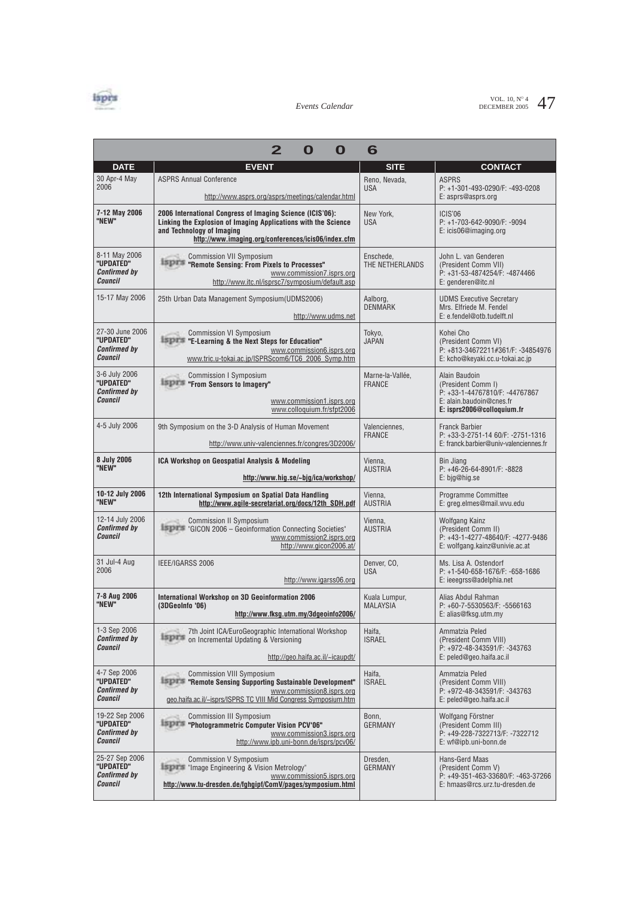## 2006

| DATE | EVENT | SITE | CONTACT |
|---|---|---|---|
| 30 Apr-4 May 2006 | ASPRS Annual Conference<br>http://www.asprs.org/asprs/meetings/calendar.html | Reno, Nevada, USA | ASPRS<br>P: +1-301-493-0290/F: -493-0208<br>E: asprs@asprs.org |
| **7-12 May 2006 "NEW"** | **2006 International Congress of Imaging Science (ICIS'06): Linking the Explosion of Imaging Applications with the Science and Technology of Imaging**<br>**http://www.imaging.org/conferences/icis06/index.cfm** | New York, USA | ICIS'06<br>P: +1-703-642-9090/F: -9094<br>E: icis06@imaging.org |
| 8-11 May 2006 **"UPDATED"** ***Confirmed by Council*** | Commission VII Symposium<br>**"Remote Sensing: From Pixels to Processes"**<br>www.commission7.isprs.org<br>http://www.itc.nl/isprsc7/symposium/default.asp | Enschede, THE NETHERLANDS | John L. van Genderen<br>(President Comm VII)<br>P: +31-53-4874254/F: -4874466<br>E: genderen@itc.nl |
| 15-17 May 2006 | 25th Urban Data Management Symposium(UDMS2006)<br>http://www.udms.net | Aalborg, DENMARK | UDMS Executive Secretary<br>Mrs. Elfriede M. Fendel<br>E: e.fendel@otb.tudelft.nl |
| 27-30 June 2006 **"UPDATED"** ***Confirmed by Council*** | Commission VI Symposium<br>**"E-Learning & the Next Steps for Education"**<br>www.commission6.isprs.org<br>www.tric.u-tokai.ac.jp/ISPRScom6/TC6_2006_Symp.htm | Tokyo, JAPAN | Kohei Cho<br>(President Comm VI)<br>P: +813-34672211#361/F: -34854976<br>E: kcho@keyaki.cc.u-tokai.ac.jp |
| 3-6 July 2006 **"UPDATED"** ***Confirmed by Council*** | Commission I Symposium<br>**"From Sensors to Imagery"**<br>www.commission1.isprs.org<br>www.colloquium.fr/sfpt2006 | Marne-la-Vallée, FRANCE | Alain Baudoin<br>(President Comm I)<br>P: +33-1-44767810/F: -44767867<br>E: alain.baudoin@cnes.fr<br>**E: isprs2006@colloquium.fr** |
| 4-5 July 2006 | 9th Symposium on the 3-D Analysis of Human Movement<br>http://www.univ-valenciennes.fr/congres/3D2006/ | Valenciennes, FRANCE | Franck Barbier<br>P: +33-3-2751-14 60/F: -2751-1316<br>E: franck.barbier@univ-valenciennes.fr |
| **8 July 2006 "NEW"** | **ICA Workshop on Geospatial Analysis & Modeling**<br>**http://www.hig.se/~bjg/ica/workshop/** | Vienna, AUSTRIA | Bin Jiang<br>P: +46-26-64-8901/F: -8828<br>E: bjg@hig.se |
| **10-12 July 2006 "NEW"** | **12th International Symposium on Spatial Data Handling**<br>**http://www.agile-secretariat.org/docs/12th_SDH.pdf** | Vienna, AUSTRIA | Programme Committee<br>E: greg.elmes@mail.wvu.edu |
| 12-14 July 2006 ***Confirmed by Council*** | Commission II Symposium<br>"GICON 2006 – Geoinformation Connecting Societies"<br>www.commission2.isprs.org<br>http://www.gicon2006.at/ | Vienna, AUSTRIA | Wolfgang Kainz<br>(President Comm II)<br>P: +43-1-4277-48640/F: -4277-9486<br>E: wolfgang.kainz@univie.ac.at |
| 31 Jul-4 Aug 2006 | IEEE/IGARSS 2006<br>http://www.igarss06.org | Denver, CO, USA | Ms. Lisa A. Ostendorf<br>P: +1-540-658-1676/F: -658-1686<br>E: ieeegrss@adelphia.net |
| **7-8 Aug 2006 "NEW"** | **International Workshop on 3D Geoinformation 2006 (3DGeoInfo '06)**<br>**http://www.fksg.utm.my/3dgeoinfo2006/** | Kuala Lumpur, MALAYSIA | Alias Abdul Rahman<br>P: +60-7-5530563/F: -5566163<br>E: alias@fksg.utm.my |
| 1-3 Sep 2006 ***Confirmed by Council*** | 7th Joint ICA/EuroGeographic International Workshop on Incremental Updating & Versioning<br>http://geo.haifa.ac.il/~icaupdt/ | Haifa, ISRAEL | Ammatzia Peled<br>(President Comm VIII)<br>P: +972-48-343591/F: -343763<br>E: peled@geo.haifa.ac.il |
| 4-7 Sep 2006 **"UPDATED"** ***Confirmed by Council*** | Commission VIII Symposium<br>**"Remote Sensing Supporting Sustainable Development"**<br>www.commission8.isprs.org<br>geo.haifa.ac.il/~isprs/ISPRS TC VIII Mid Congress Symposium.htm | Haifa, ISRAEL | Ammatzia Peled<br>(President Comm VIII)<br>P: +972-48-343591/F: -343763<br>E: peled@geo.haifa.ac.il |
| 19-22 Sep 2006 **"UPDATED"** ***Confirmed by Council*** | Commission III Symposium<br>**"Photogrammetric Computer Vision PCV'06"**<br>www.commission3.isprs.org<br>http://www.ipb.uni-bonn.de/isprs/pcv06/ | Bonn, GERMANY | Wolfgang Förstner<br>(President Comm III)<br>P: +49-228-7322713/F: -7322712<br>E: wf@ipb.uni-bonn.de |
| 25-27 Sep 2006 **"UPDATED"** ***Confirmed by Council*** | Commission V Symposium<br>"Image Engineering & Vision Metrology"<br>www.commission5.isprs.org<br>**http://www.tu-dresden.de/fghgipf/ComV/pages/symposium.html** | Dresden, GERMANY | Hans-Gerd Maas<br>(President Comm V)<br>P: +49-351-463-33680/F: -463-37266<br>E: hmaas@rcs.urz.tu-dresden.de |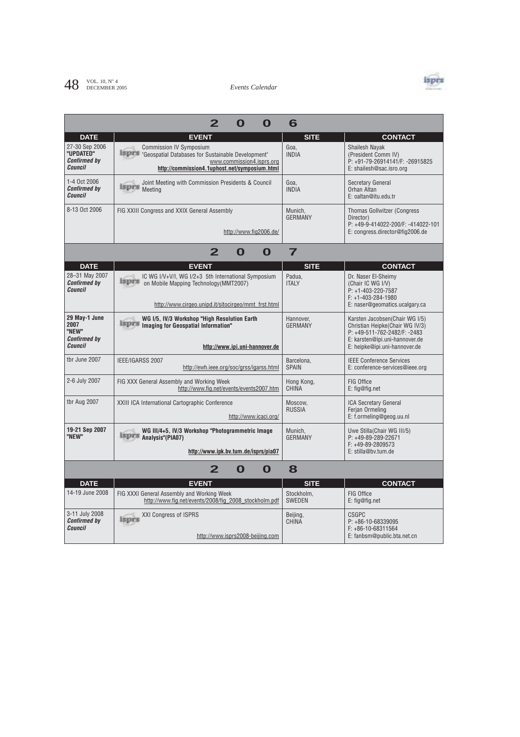## 2006

| DATE | EVENT | SITE | CONTACT |
|---|---|---|---|
| 27-30 Sep 2006 **"UPDATED"** ***Confirmed by Council*** | Commission IV Symposium "Geospatial Databases for Sustainable Development" www.commission4.isprs.org **http://commission4.1uphost.net/symposium.html** | Goa, INDIA | Shailesh Nayak (President Comm IV) P: +91-79-26914141/F: -26915825 E: shailesh@sac.isro.org |
| 1-4 Oct 2006 ***Confirmed by Council*** | Joint Meeting with Commission Presidents & Council Meeting | Goa, INDIA | Secretary General Orhan Altan E: oaltan@itu.edu.tr |
| 8-13 Oct 2006 | FIG XXIII Congress and XXIX General Assembly http://www.fig2006.de/ | Munich, GERMANY | Thomas Gollwitzer (Congress Director) P: +49-9-414022-200/F: -414022-101 E: congress.director@fig2006.de |

## 2007

| DATE | EVENT | SITE | CONTACT |
|---|---|---|---|
| 28–31 May 2007 ***Confirmed by Council*** | IC WG I/V+V/I, WG I/2+3 5th International Symposium on Mobile Mapping Technology(MMT2007) http://www.cirgeo.unipd.it/sitocirgeo/mmt_frst.html | Padua, ITALY | Dr. Naser El-Sheimy (Chair IC WG I/V) P: +1-403-220-7587 F: +1-403-284-1980 E: naser@geomatics.ucalgary.ca |
| **29 May-1 June 2007 "NEW"** ***Confirmed by Council*** | **WG I/5, IV/3 Workshop "High Resolution Earth Imaging for Geospatial Information"** **http://www.ipi.uni-hannover.de** | Hannover, GERMANY | Karsten Jacobsen(Chair WG I/5) Christian Heipke(Chair WG IV/3) P: +49-511-762-2482/F: -2483 E: karsten@ipi.uni-hannover.de E: heipke@ipi.uni-hannover.de |
| tbr June 2007 | IEEE/IGARSS 2007 http://ewh.ieee.org/soc/grss/igarss.html | Barcelona, SPAIN | IEEE Conference Services E: conference-services@ieee.org |
| 2-6 July 2007 | FIG XXX General Assembly and Working Week http://www.fig.net/events/events2007.htm | Hong Kong, CHINA | FIG Office E: fig@fig.net |
| tbr Aug 2007 | XXIII ICA International Cartographic Conference http://www.icaci.org/ | Moscow, RUSSIA | ICA Secretary General Ferjan Ormeling E: f.ormeling@geog.uu.nl |
| **19-21 Sep 2007 "NEW"** | **WG III/4+5, IV/3 Workshop "Photogrammetric Image Analysis"(PIA07)** **http://www.ipk.bv.tum.de/isprs/pia07** | Munich, GERMANY | Uwe Stilla(Chair WG III/5) P: +49-89-289-22671 F: +49-89-2809573 E: stilla@bv.tum.de |

## 2008

| DATE | EVENT | SITE | CONTACT |
|---|---|---|---|
| 14-19 June 2008 | FIG XXXI General Assembly and Working Week http://www.fig.net/events/2008/fig_2008_stockholm.pdf | Stockholm, SWEDEN | FIG Office E: fig@fig.net |
| 3-11 July 2008 ***Confirmed by Council*** | XXI Congress of ISPRS http://www.isprs2008-beijing.com | Beijing, CHINA | CSGPC P: +86-10-68339095 F: +86-10-68311564 E: fanbsm@public.bta.net.cn |